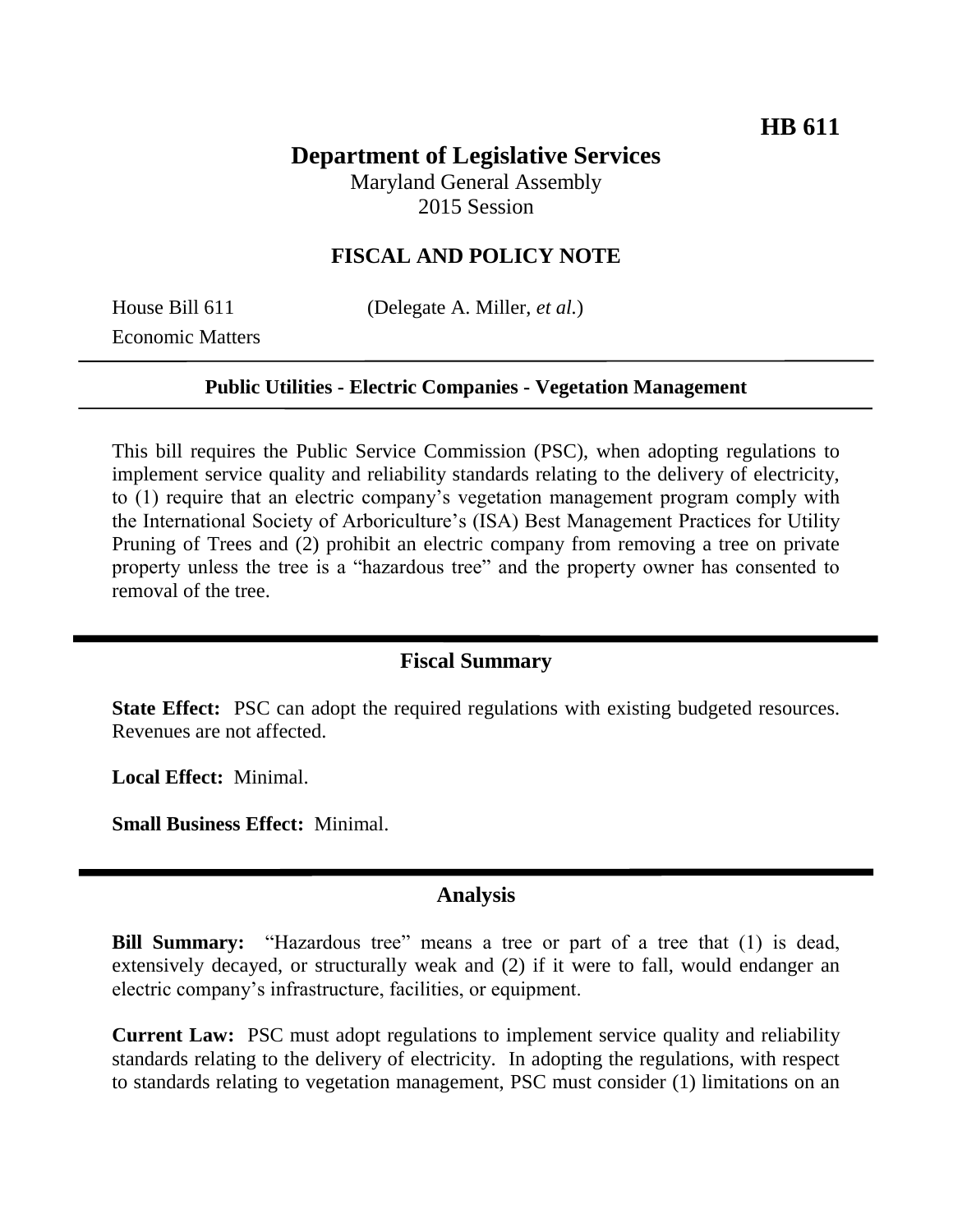**HB 611**

# Department of Legislative Services

Maryland General Assembly
2015 Session

## FISCAL AND POLICY NOTE

House Bill 611 (Delegate A. Miller, *et al.*)
Economic Matters

### Public Utilities - Electric Companies - Vegetation Management

This bill requires the Public Service Commission (PSC), when adopting regulations to implement service quality and reliability standards relating to the delivery of electricity, to (1) require that an electric company's vegetation management program comply with the International Society of Arboriculture's (ISA) Best Management Practices for Utility Pruning of Trees and (2) prohibit an electric company from removing a tree on private property unless the tree is a "hazardous tree" and the property owner has consented to removal of the tree.

## Fiscal Summary

**State Effect:** PSC can adopt the required regulations with existing budgeted resources. Revenues are not affected.

**Local Effect:** Minimal.

**Small Business Effect:** Minimal.

## Analysis

**Bill Summary:** "Hazardous tree" means a tree or part of a tree that (1) is dead, extensively decayed, or structurally weak and (2) if it were to fall, would endanger an electric company's infrastructure, facilities, or equipment.

**Current Law:** PSC must adopt regulations to implement service quality and reliability standards relating to the delivery of electricity. In adopting the regulations, with respect to standards relating to vegetation management, PSC must consider (1) limitations on an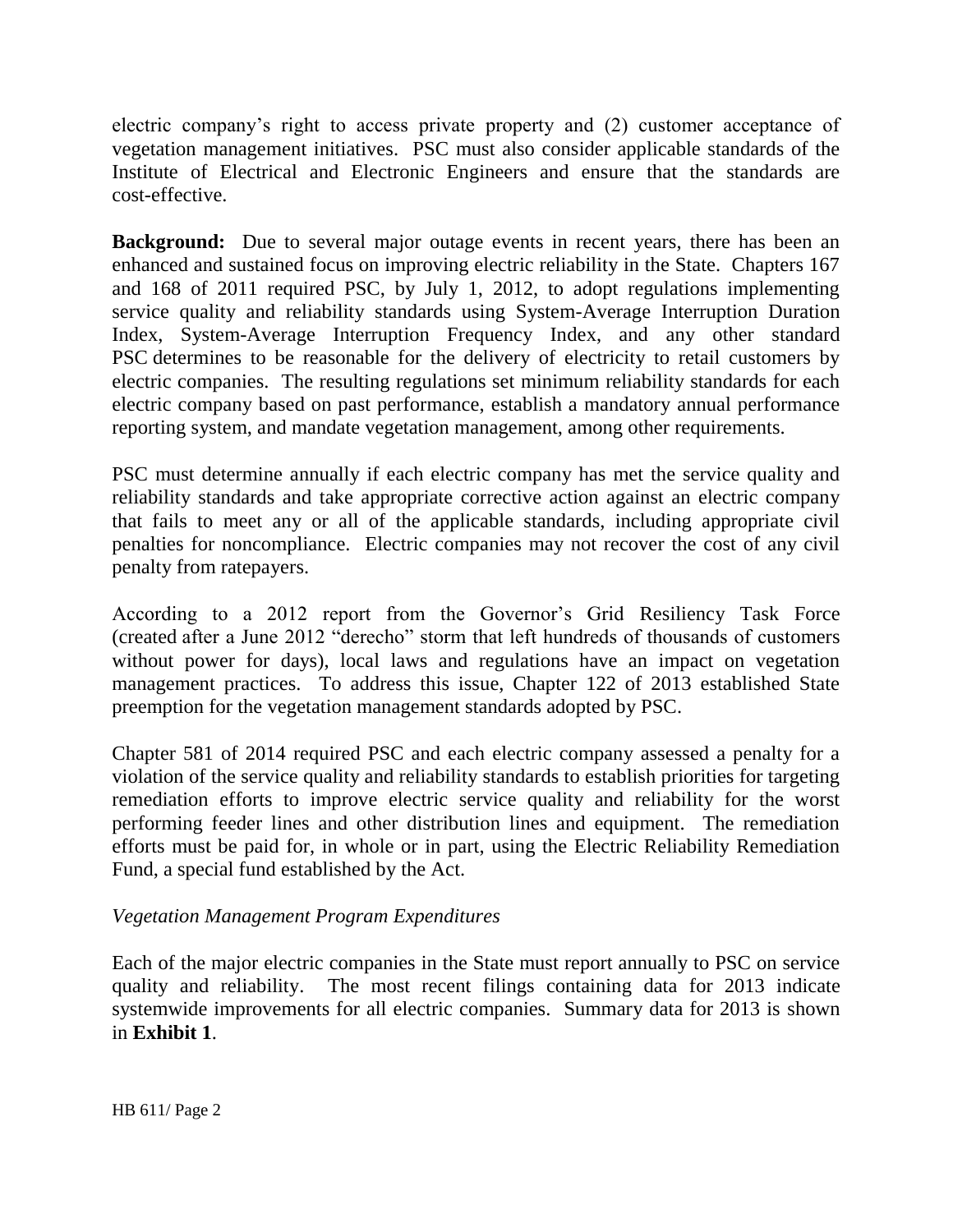electric company's right to access private property and (2) customer acceptance of vegetation management initiatives. PSC must also consider applicable standards of the Institute of Electrical and Electronic Engineers and ensure that the standards are cost-effective.

**Background:** Due to several major outage events in recent years, there has been an enhanced and sustained focus on improving electric reliability in the State. Chapters 167 and 168 of 2011 required PSC, by July 1, 2012, to adopt regulations implementing service quality and reliability standards using System-Average Interruption Duration Index, System-Average Interruption Frequency Index, and any other standard PSC determines to be reasonable for the delivery of electricity to retail customers by electric companies. The resulting regulations set minimum reliability standards for each electric company based on past performance, establish a mandatory annual performance reporting system, and mandate vegetation management, among other requirements.

PSC must determine annually if each electric company has met the service quality and reliability standards and take appropriate corrective action against an electric company that fails to meet any or all of the applicable standards, including appropriate civil penalties for noncompliance. Electric companies may not recover the cost of any civil penalty from ratepayers.

According to a 2012 report from the Governor's Grid Resiliency Task Force (created after a June 2012 "derecho" storm that left hundreds of thousands of customers without power for days), local laws and regulations have an impact on vegetation management practices. To address this issue, Chapter 122 of 2013 established State preemption for the vegetation management standards adopted by PSC.

Chapter 581 of 2014 required PSC and each electric company assessed a penalty for a violation of the service quality and reliability standards to establish priorities for targeting remediation efforts to improve electric service quality and reliability for the worst performing feeder lines and other distribution lines and equipment. The remediation efforts must be paid for, in whole or in part, using the Electric Reliability Remediation Fund, a special fund established by the Act.

*Vegetation Management Program Expenditures*

Each of the major electric companies in the State must report annually to PSC on service quality and reliability. The most recent filings containing data for 2013 indicate systemwide improvements for all electric companies. Summary data for 2013 is shown in **Exhibit 1**.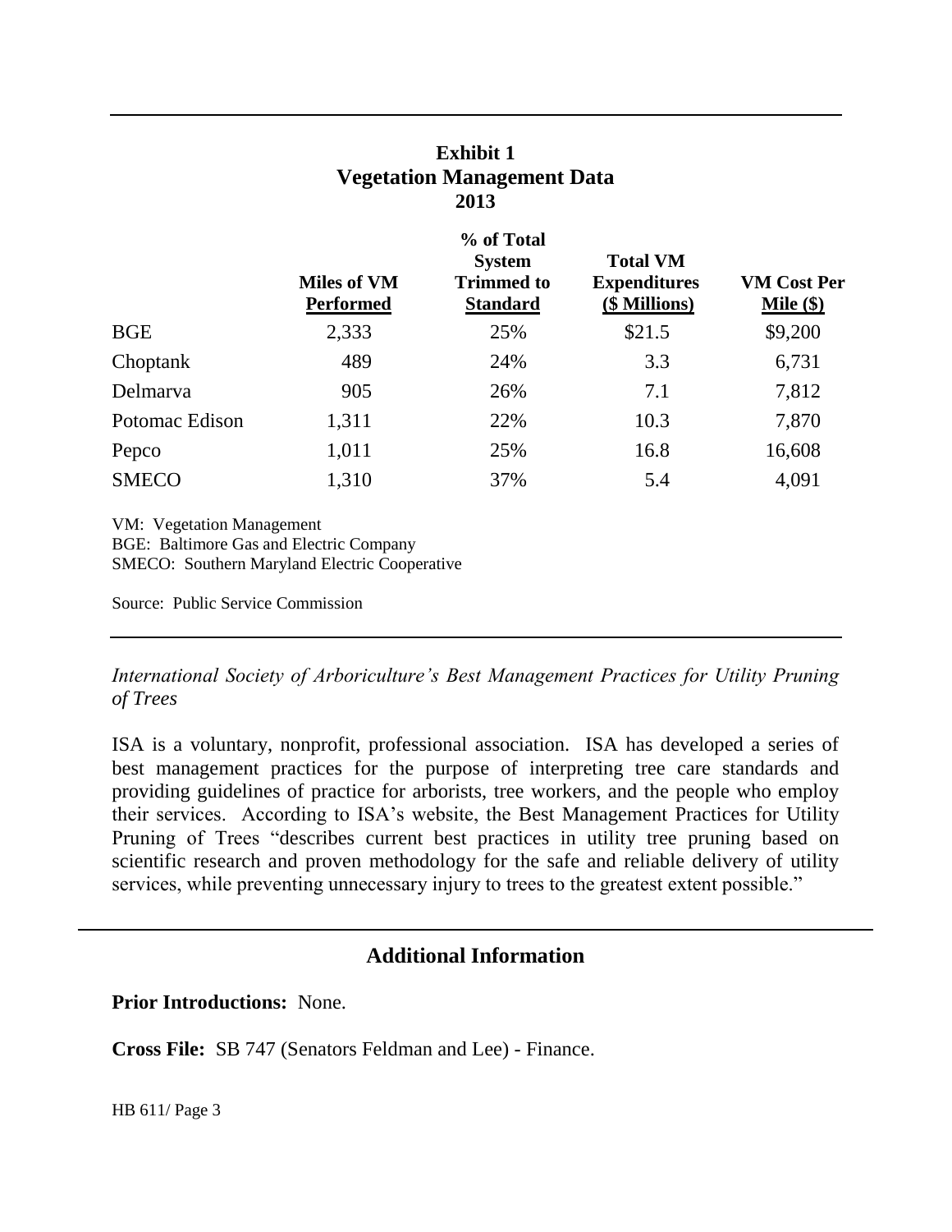**Exhibit 1**
**Vegetation Management Data**
**2013**

| | Miles of VM Performed | % of Total System Trimmed to Standard | Total VM Expenditures ($ Millions) | VM Cost Per Mile ($) |
|---|---|---|---|---|
| BGE | 2,333 | 25% | $21.5 | $9,200 |
| Choptank | 489 | 24% | 3.3 | 6,731 |
| Delmarva | 905 | 26% | 7.1 | 7,812 |
| Potomac Edison | 1,311 | 22% | 10.3 | 7,870 |
| Pepco | 1,011 | 25% | 16.8 | 16,608 |
| SMECO | 1,310 | 37% | 5.4 | 4,091 |

VM: Vegetation Management
BGE: Baltimore Gas and Electric Company
SMECO: Southern Maryland Electric Cooperative

Source: Public Service Commission

*International Society of Arboriculture's Best Management Practices for Utility Pruning of Trees*

ISA is a voluntary, nonprofit, professional association. ISA has developed a series of best management practices for the purpose of interpreting tree care standards and providing guidelines of practice for arborists, tree workers, and the people who employ their services. According to ISA's website, the Best Management Practices for Utility Pruning of Trees "describes current best practices in utility tree pruning based on scientific research and proven methodology for the safe and reliable delivery of utility services, while preventing unnecessary injury to trees to the greatest extent possible."

## Additional Information

**Prior Introductions:** None.

**Cross File:** SB 747 (Senators Feldman and Lee) - Finance.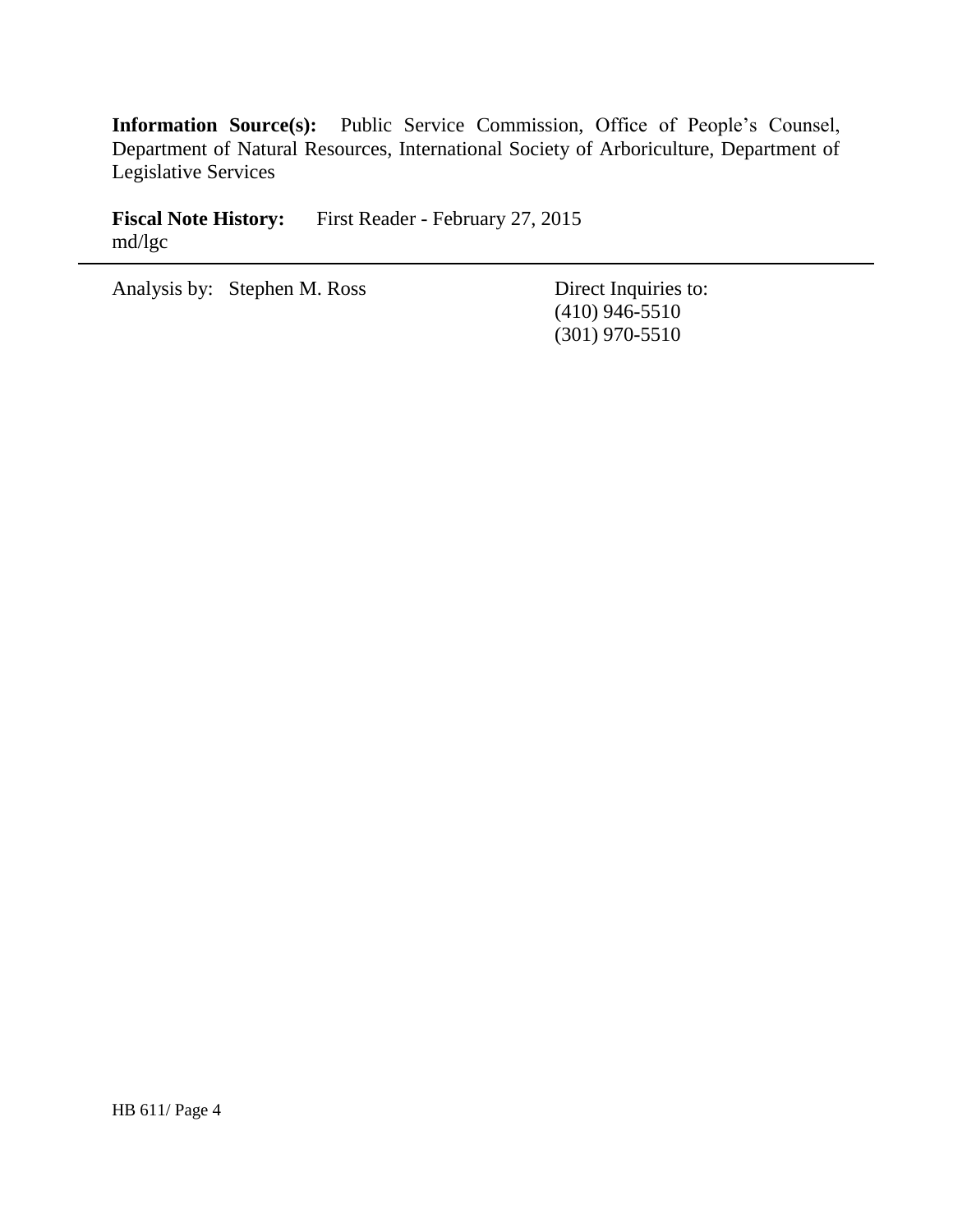**Information Source(s):** Public Service Commission, Office of People's Counsel, Department of Natural Resources, International Society of Arboriculture, Department of Legislative Services

**Fiscal Note History:** First Reader - February 27, 2015
md/lgc

---

Analysis by: Stephen M. Ross

Direct Inquiries to:
(410) 946-5510
(301) 970-5510